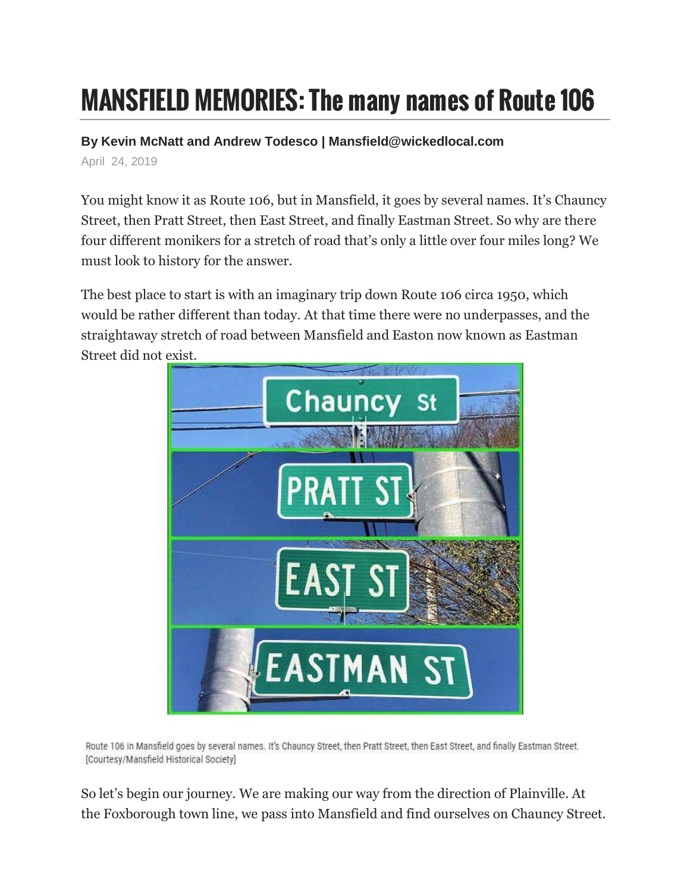# MANSFIELD MEMORIES: The many names of Route 106

**By Kevin McNatt and Andrew Todesco | Mansfield@wickedlocal.com**

April 24, 2019

You might know it as Route 106, but in Mansfield, it goes by several names. It's Chauncy Street, then Pratt Street, then East Street, and finally Eastman Street. So why are there four different monikers for a stretch of road that's only a little over four miles long? We must look to history for the answer.

The best place to start is with an imaginary trip down Route 106 circa 1950, which would be rather different than today. At that time there were no underpasses, and the straightaway stretch of road between Mansfield and Easton now known as Eastman Street did not exist.

Route 106 in Mansfield goes by several names. It's Chauncy Street, then Pratt Street, then East Street, and finally Eastman Street. [Courtesy/Mansfield Historical Society]

So let's begin our journey. We are making our way from the direction of Plainville. At the Foxborough town line, we pass into Mansfield and find ourselves on Chauncy Street.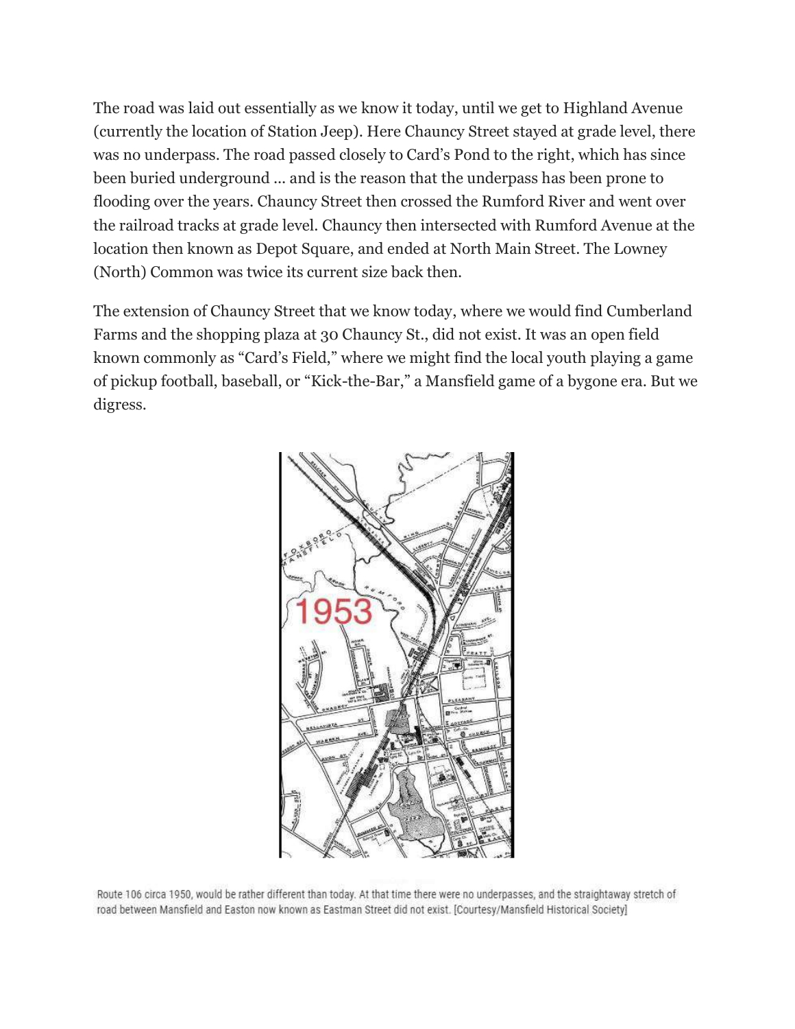The road was laid out essentially as we know it today, until we get to Highland Avenue (currently the location of Station Jeep). Here Chauncy Street stayed at grade level, there was no underpass. The road passed closely to Card's Pond to the right, which has since been buried underground … and is the reason that the underpass has been prone to flooding over the years. Chauncy Street then crossed the Rumford River and went over the railroad tracks at grade level. Chauncy then intersected with Rumford Avenue at the location then known as Depot Square, and ended at North Main Street. The Lowney (North) Common was twice its current size back then.

The extension of Chauncy Street that we know today, where we would find Cumberland Farms and the shopping plaza at 30 Chauncy St., did not exist. It was an open field known commonly as "Card's Field," where we might find the local youth playing a game of pickup football, baseball, or "Kick-the-Bar," a Mansfield game of a bygone era. But we digress.

Route 106 circa 1950, would be rather different than today. At that time there were no underpasses, and the straightaway stretch of road between Mansfield and Easton now known as Eastman Street did not exist. [Courtesy/Mansfield Historical Society]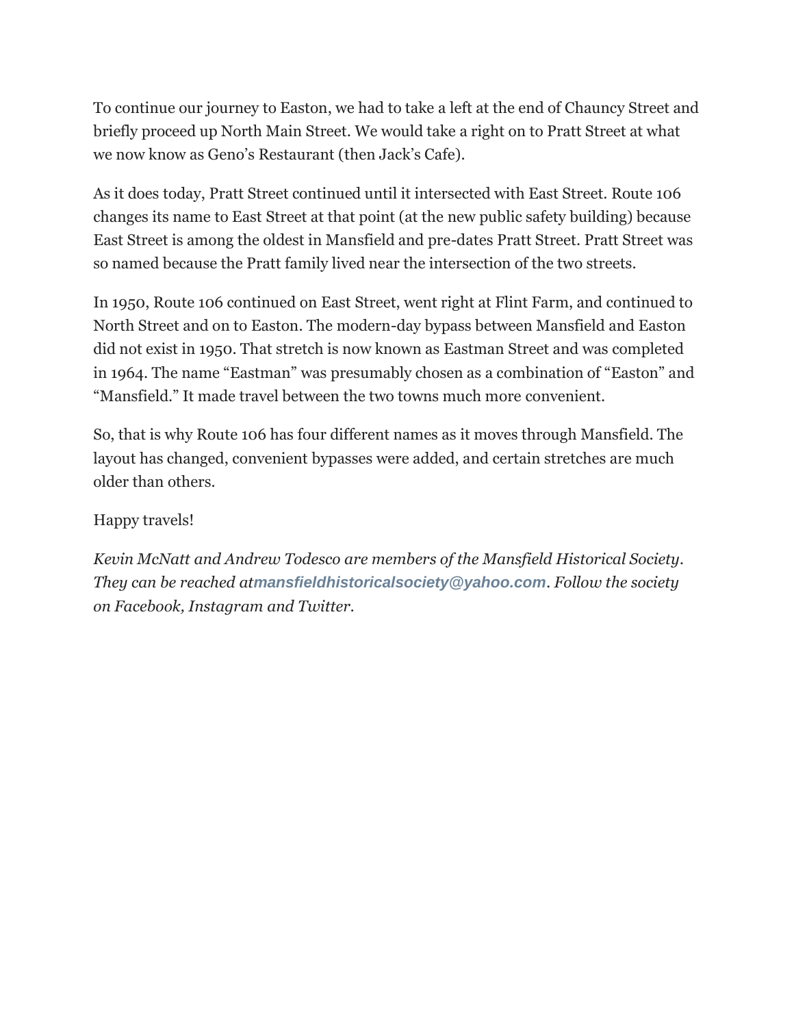To continue our journey to Easton, we had to take a left at the end of Chauncy Street and briefly proceed up North Main Street. We would take a right on to Pratt Street at what we now know as Geno's Restaurant (then Jack's Cafe).

As it does today, Pratt Street continued until it intersected with East Street. Route 106 changes its name to East Street at that point (at the new public safety building) because East Street is among the oldest in Mansfield and pre-dates Pratt Street. Pratt Street was so named because the Pratt family lived near the intersection of the two streets.

In 1950, Route 106 continued on East Street, went right at Flint Farm, and continued to North Street and on to Easton. The modern-day bypass between Mansfield and Easton did not exist in 1950. That stretch is now known as Eastman Street and was completed in 1964. The name "Eastman" was presumably chosen as a combination of "Easton" and "Mansfield." It made travel between the two towns much more convenient.

So, that is why Route 106 has four different names as it moves through Mansfield. The layout has changed, convenient bypasses were added, and certain stretches are much older than others.

Happy travels!

*Kevin McNatt and Andrew Todesco are members of the Mansfield Historical Society. They can be reached at* ***mansfieldhistoricalsociety@yahoo.com****. Follow the society on Facebook, Instagram and Twitter.*